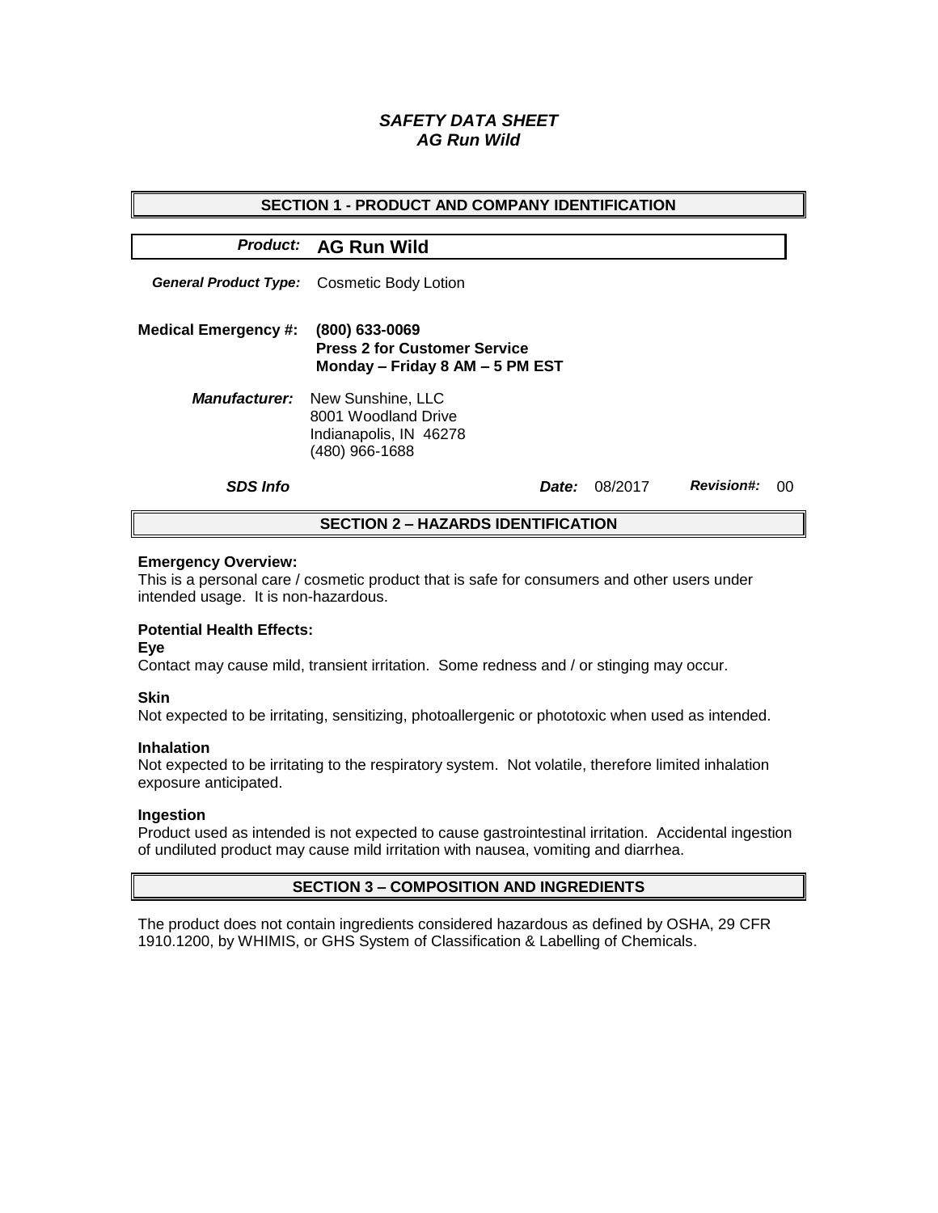# *SAFETY DATA SHEET*
# *AG Run Wild*

## SECTION 1 - PRODUCT AND COMPANY IDENTIFICATION

***Product:*** **AG Run Wild**

***General Product Type:*** Cosmetic Body Lotion

**Medical Emergency #:** **(800) 633-0069**
**Press 2 for Customer Service**
**Monday – Friday 8 AM – 5 PM EST**

***Manufacturer:*** New Sunshine, LLC
8001 Woodland Drive
Indianapolis, IN 46278
(480) 966-1688

***SDS Info*** ***Date:*** 08/2017 ***Revision#:*** 00

## SECTION 2 – HAZARDS IDENTIFICATION

**Emergency Overview:**
This is a personal care / cosmetic product that is safe for consumers and other users under intended usage. It is non-hazardous.

**Potential Health Effects:**

**Eye**
Contact may cause mild, transient irritation. Some redness and / or stinging may occur.

**Skin**
Not expected to be irritating, sensitizing, photoallergenic or phototoxic when used as intended.

**Inhalation**
Not expected to be irritating to the respiratory system. Not volatile, therefore limited inhalation exposure anticipated.

**Ingestion**
Product used as intended is not expected to cause gastrointestinal irritation. Accidental ingestion of undiluted product may cause mild irritation with nausea, vomiting and diarrhea.

## SECTION 3 – COMPOSITION AND INGREDIENTS

The product does not contain ingredients considered hazardous as defined by OSHA, 29 CFR 1910.1200, by WHIMIS, or GHS System of Classification & Labelling of Chemicals.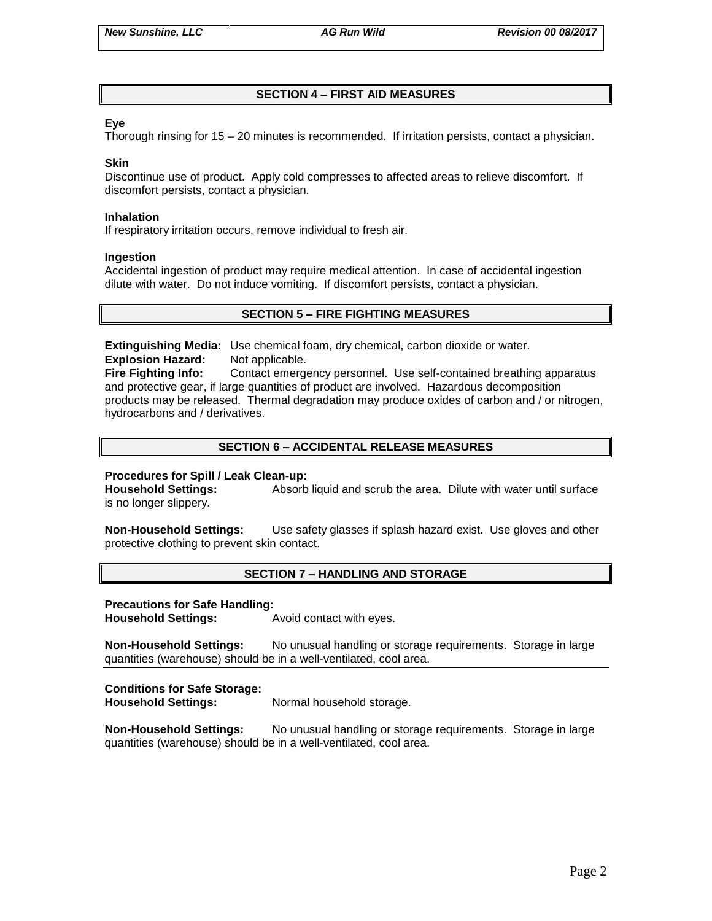## SECTION 4 – FIRST AID MEASURES

**Eye**
Thorough rinsing for 15 – 20 minutes is recommended. If irritation persists, contact a physician.

**Skin**
Discontinue use of product. Apply cold compresses to affected areas to relieve discomfort. If discomfort persists, contact a physician.

**Inhalation**
If respiratory irritation occurs, remove individual to fresh air.

**Ingestion**
Accidental ingestion of product may require medical attention. In case of accidental ingestion dilute with water. Do not induce vomiting. If discomfort persists, contact a physician.

## SECTION 5 – FIRE FIGHTING MEASURES

**Extinguishing Media:** Use chemical foam, dry chemical, carbon dioxide or water.
**Explosion Hazard:** Not applicable.
**Fire Fighting Info:** Contact emergency personnel. Use self-contained breathing apparatus and protective gear, if large quantities of product are involved. Hazardous decomposition products may be released. Thermal degradation may produce oxides of carbon and / or nitrogen, hydrocarbons and / derivatives.

## SECTION 6 – ACCIDENTAL RELEASE MEASURES

**Procedures for Spill / Leak Clean-up:**
**Household Settings:** Absorb liquid and scrub the area. Dilute with water until surface is no longer slippery.

**Non-Household Settings:** Use safety glasses if splash hazard exist. Use gloves and other protective clothing to prevent skin contact.

## SECTION 7 – HANDLING AND STORAGE

**Precautions for Safe Handling:**
**Household Settings:** Avoid contact with eyes.

**Non-Household Settings:** No unusual handling or storage requirements. Storage in large quantities (warehouse) should be in a well-ventilated, cool area.

**Conditions for Safe Storage:**
**Household Settings:** Normal household storage.

**Non-Household Settings:** No unusual handling or storage requirements. Storage in large quantities (warehouse) should be in a well-ventilated, cool area.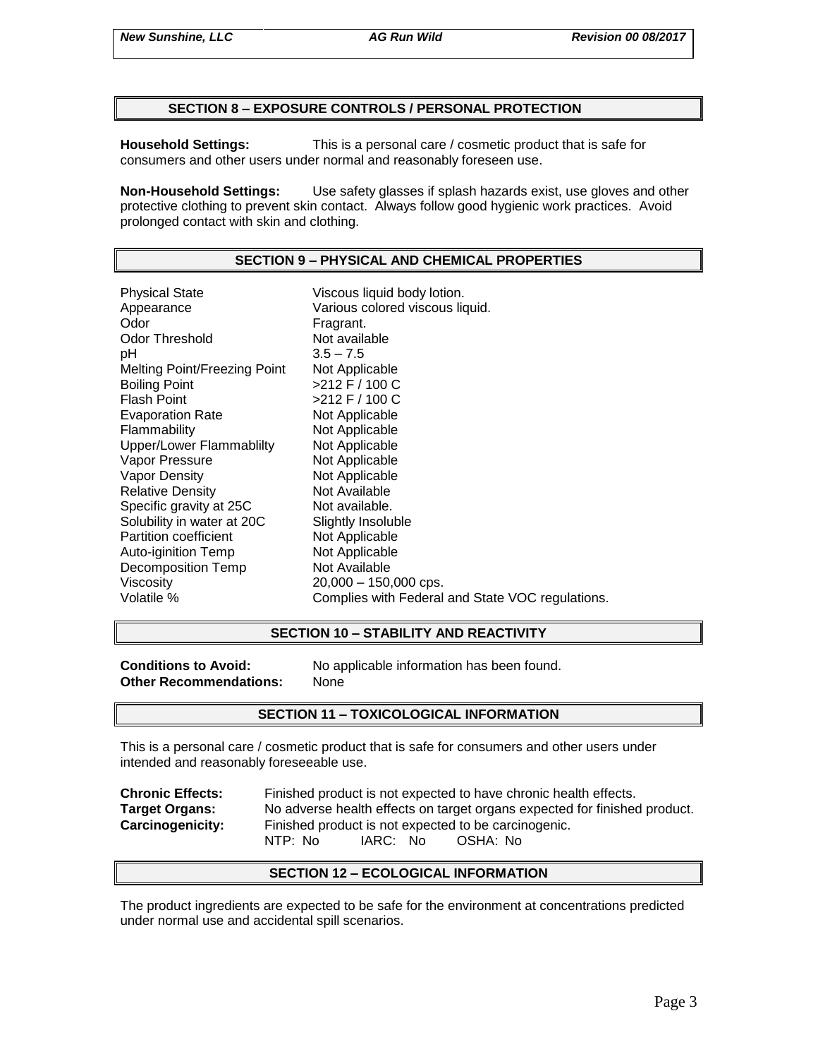## SECTION 8 – EXPOSURE CONTROLS / PERSONAL PROTECTION

**Household Settings:** This is a personal care / cosmetic product that is safe for consumers and other users under normal and reasonably foreseen use.

**Non-Household Settings:** Use safety glasses if splash hazards exist, use gloves and other protective clothing to prevent skin contact. Always follow good hygienic work practices. Avoid prolonged contact with skin and clothing.

## SECTION 9 – PHYSICAL AND CHEMICAL PROPERTIES

| | |
|---|---|
| Physical State | Viscous liquid body lotion. |
| Appearance | Various colored viscous liquid. |
| Odor | Fragrant. |
| Odor Threshold | Not available |
| pH | 3.5 – 7.5 |
| Melting Point/Freezing Point | Not Applicable |
| Boiling Point | >212 F / 100 C |
| Flash Point | >212 F / 100 C |
| Evaporation Rate | Not Applicable |
| Flammability | Not Applicable |
| Upper/Lower Flammablilty | Not Applicable |
| Vapor Pressure | Not Applicable |
| Vapor Density | Not Applicable |
| Relative Density | Not Available |
| Specific gravity at 25C | Not available. |
| Solubility in water at 20C | Slightly Insoluble |
| Partition coefficient | Not Applicable |
| Auto-iginition Temp | Not Applicable |
| Decomposition Temp | Not Available |
| Viscosity | 20,000 – 150,000 cps. |
| Volatile % | Complies with Federal and State VOC regulations. |

## SECTION 10 – STABILITY AND REACTIVITY

**Conditions to Avoid:** No applicable information has been found.
**Other Recommendations:** None

## SECTION 11 – TOXICOLOGICAL INFORMATION

This is a personal care / cosmetic product that is safe for consumers and other users under intended and reasonably foreseeable use.

**Chronic Effects:** Finished product is not expected to have chronic health effects.
**Target Organs:** No adverse health effects on target organs expected for finished product.
**Carcinogenicity:** Finished product is not expected to be carcinogenic.
NTP: No IARC: No OSHA: No

## SECTION 12 – ECOLOGICAL INFORMATION

The product ingredients are expected to be safe for the environment at concentrations predicted under normal use and accidental spill scenarios.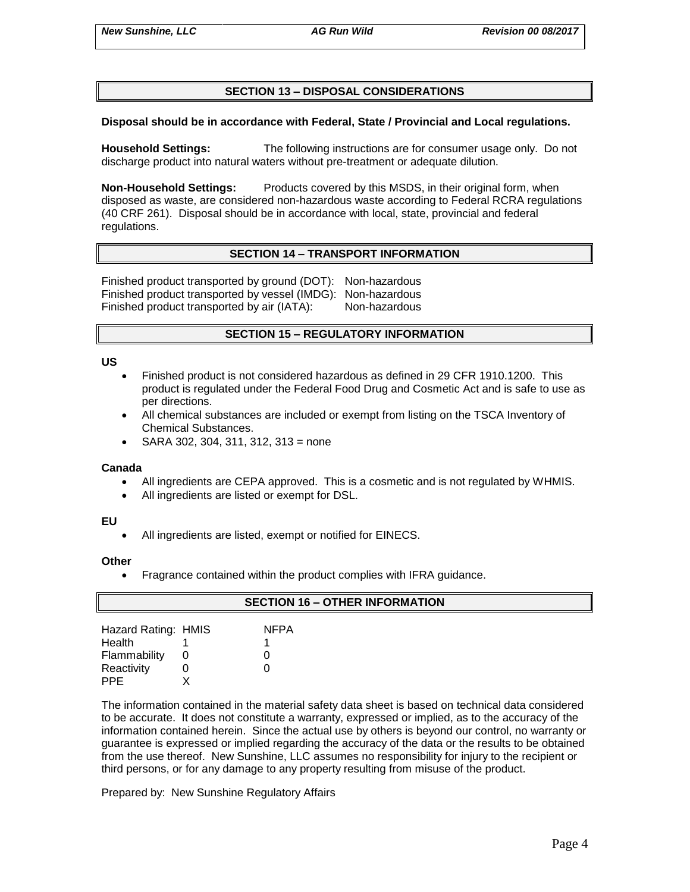## SECTION 13 – DISPOSAL CONSIDERATIONS

**Disposal should be in accordance with Federal, State / Provincial and Local regulations.**

**Household Settings:** The following instructions are for consumer usage only. Do not discharge product into natural waters without pre-treatment or adequate dilution.

**Non-Household Settings:** Products covered by this MSDS, in their original form, when disposed as waste, are considered non-hazardous waste according to Federal RCRA regulations (40 CRF 261). Disposal should be in accordance with local, state, provincial and federal regulations.

## SECTION 14 – TRANSPORT INFORMATION

| | |
|---|---|
| Finished product transported by ground (DOT): | Non-hazardous |
| Finished product transported by vessel (IMDG): | Non-hazardous |
| Finished product transported by air (IATA): | Non-hazardous |

## SECTION 15 – REGULATORY INFORMATION

**US**

- Finished product is not considered hazardous as defined in 29 CFR 1910.1200. This product is regulated under the Federal Food Drug and Cosmetic Act and is safe to use as per directions.
- All chemical substances are included or exempt from listing on the TSCA Inventory of Chemical Substances.
- SARA 302, 304, 311, 312, 313 = none

**Canada**

- All ingredients are CEPA approved. This is a cosmetic and is not regulated by WHMIS.
- All ingredients are listed or exempt for DSL.

**EU**

- All ingredients are listed, exempt or notified for EINECS.

**Other**

- Fragrance contained within the product complies with IFRA guidance.

## SECTION 16 – OTHER INFORMATION

| Hazard Rating: | HMIS | NFPA |
|---|---|---|
| Health | 1 | 1 |
| Flammability | 0 | 0 |
| Reactivity | 0 | 0 |
| PPE | X | |

The information contained in the material safety data sheet is based on technical data considered to be accurate. It does not constitute a warranty, expressed or implied, as to the accuracy of the information contained herein. Since the actual use by others is beyond our control, no warranty or guarantee is expressed or implied regarding the accuracy of the data or the results to be obtained from the use thereof. New Sunshine, LLC assumes no responsibility for injury to the recipient or third persons, or for any damage to any property resulting from misuse of the product.

Prepared by: New Sunshine Regulatory Affairs